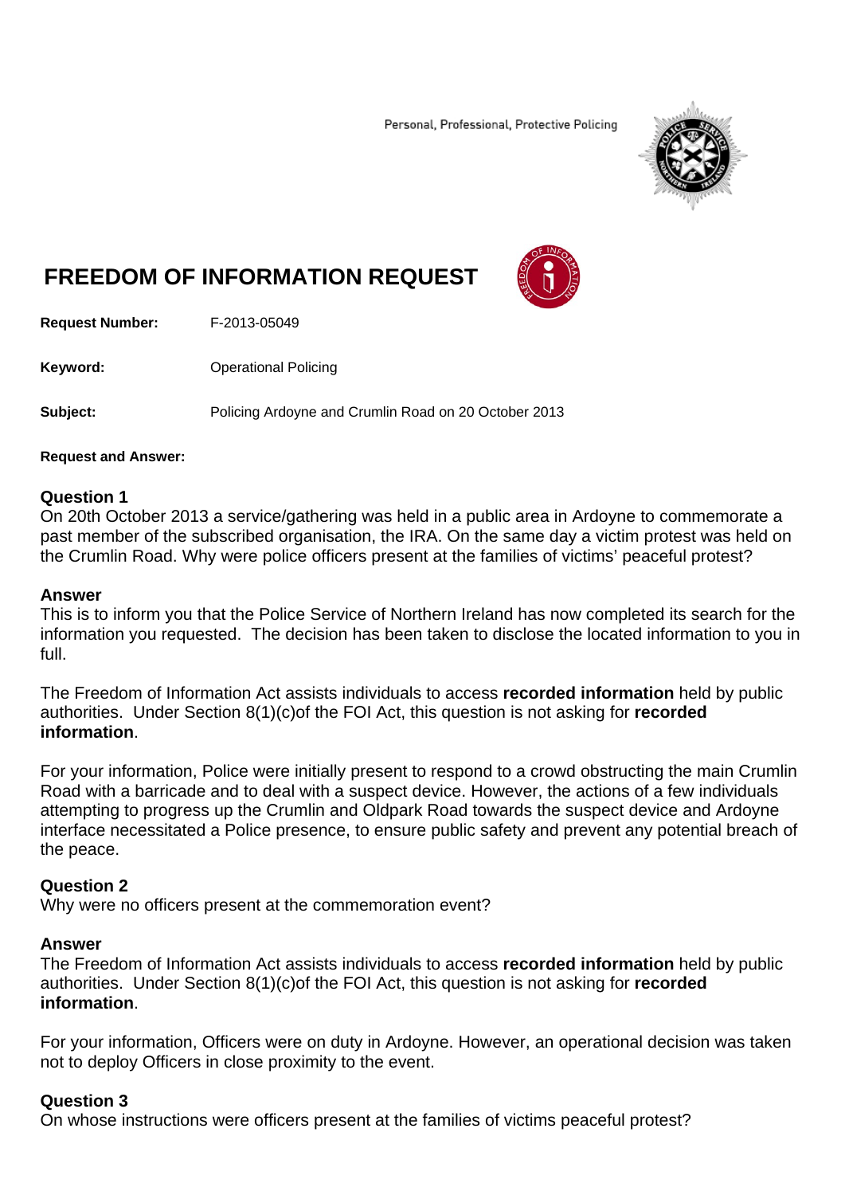Personal, Professional, Protective Policing

# FREEDOM OF INFORMATION REQUEST

**Request Number:** F-2013-05049

**Keyword:** Operational Policing

**Subject:** Policing Ardoyne and Crumlin Road on 20 October 2013

**Request and Answer:**

### Question 1

On 20th October 2013 a service/gathering was held in a public area in Ardoyne to commemorate a past member of the subscribed organisation, the IRA. On the same day a victim protest was held on the Crumlin Road. Why were police officers present at the families of victims' peaceful protest?

### Answer

This is to inform you that the Police Service of Northern Ireland has now completed its search for the information you requested. The decision has been taken to disclose the located information to you in full.

The Freedom of Information Act assists individuals to access **recorded information** held by public authorities. Under Section 8(1)(c)of the FOI Act, this question is not asking for **recorded information**.

For your information, Police were initially present to respond to a crowd obstructing the main Crumlin Road with a barricade and to deal with a suspect device. However, the actions of a few individuals attempting to progress up the Crumlin and Oldpark Road towards the suspect device and Ardoyne interface necessitated a Police presence, to ensure public safety and prevent any potential breach of the peace.

### Question 2

Why were no officers present at the commemoration event?

### Answer

The Freedom of Information Act assists individuals to access **recorded information** held by public authorities. Under Section 8(1)(c)of the FOI Act, this question is not asking for **recorded information**.

For your information, Officers were on duty in Ardoyne. However, an operational decision was taken not to deploy Officers in close proximity to the event.

### Question 3

On whose instructions were officers present at the families of victims peaceful protest?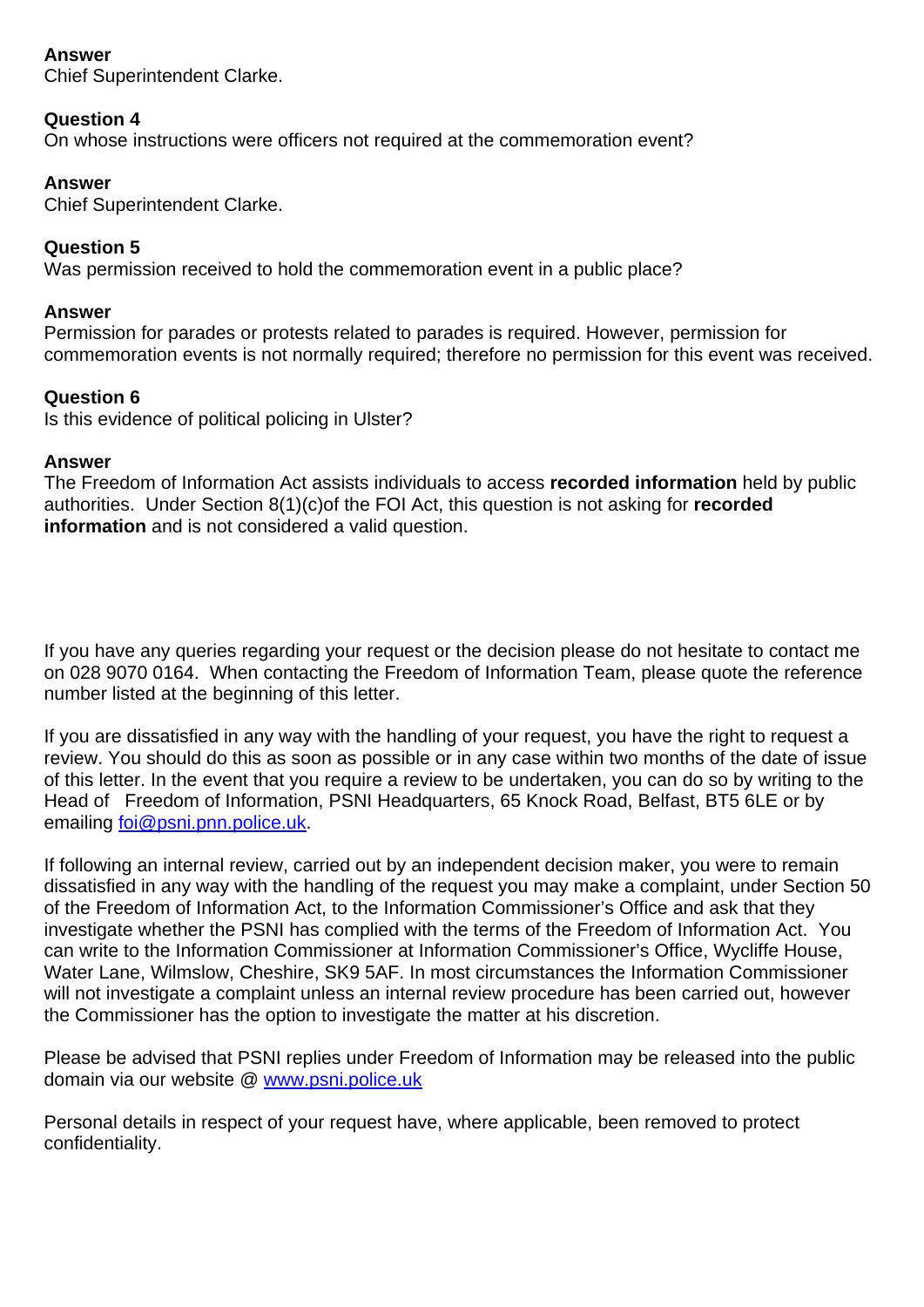**Answer**
Chief Superintendent Clarke.

**Question 4**
On whose instructions were officers not required at the commemoration event?

**Answer**
Chief Superintendent Clarke.

**Question 5**
Was permission received to hold the commemoration event in a public place?

**Answer**
Permission for parades or protests related to parades is required. However, permission for commemoration events is not normally required; therefore no permission for this event was received.

**Question 6**
Is this evidence of political policing in Ulster?

**Answer**
The Freedom of Information Act assists individuals to access **recorded information** held by public authorities. Under Section 8(1)(c)of the FOI Act, this question is not asking for **recorded information** and is not considered a valid question.

If you have any queries regarding your request or the decision please do not hesitate to contact me on 028 9070 0164. When contacting the Freedom of Information Team, please quote the reference number listed at the beginning of this letter.

If you are dissatisfied in any way with the handling of your request, you have the right to request a review. You should do this as soon as possible or in any case within two months of the date of issue of this letter. In the event that you require a review to be undertaken, you can do so by writing to the Head of Freedom of Information, PSNI Headquarters, 65 Knock Road, Belfast, BT5 6LE or by emailing foi@psni.pnn.police.uk.

If following an internal review, carried out by an independent decision maker, you were to remain dissatisfied in any way with the handling of the request you may make a complaint, under Section 50 of the Freedom of Information Act, to the Information Commissioner's Office and ask that they investigate whether the PSNI has complied with the terms of the Freedom of Information Act. You can write to the Information Commissioner at Information Commissioner's Office, Wycliffe House, Water Lane, Wilmslow, Cheshire, SK9 5AF. In most circumstances the Information Commissioner will not investigate a complaint unless an internal review procedure has been carried out, however the Commissioner has the option to investigate the matter at his discretion.

Please be advised that PSNI replies under Freedom of Information may be released into the public domain via our website @ www.psni.police.uk

Personal details in respect of your request have, where applicable, been removed to protect confidentiality.